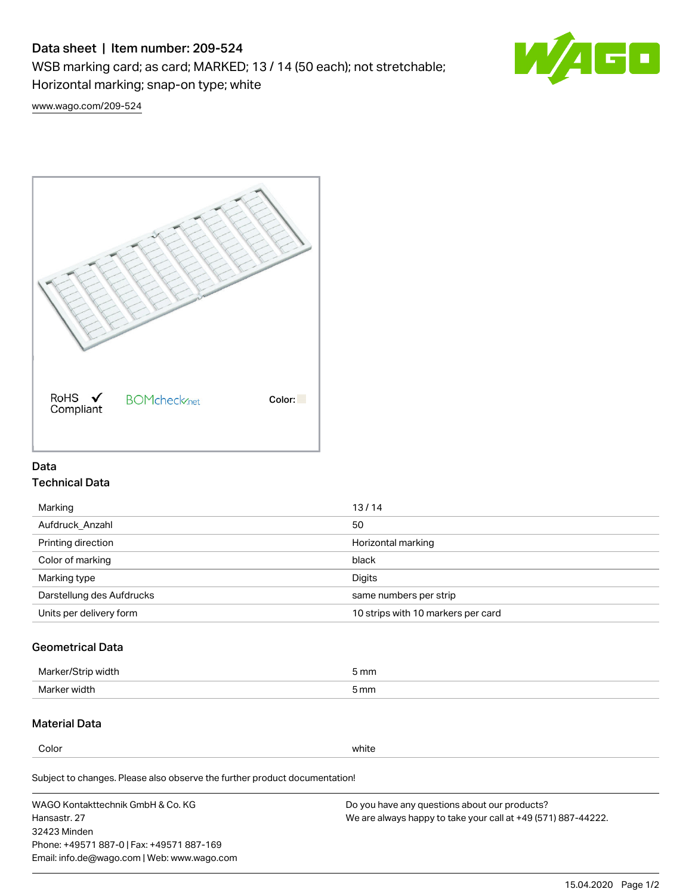# Data sheet | Item number: 209-524

WSB marking card; as card; MARKED; 13 / 14 (50 each); not stretchable; Horizontal marking; snap-on type; white

www.wago.com/209-524

RoHS Compliant ✔ BOMcheck.net Color:

## Data

### Technical Data

| | |
|---|---|
| Marking | 13 / 14 |
| Aufdruck_Anzahl | 50 |
| Printing direction | Horizontal marking |
| Color of marking | black |
| Marking type | Digits |
| Darstellung des Aufdrucks | same numbers per strip |
| Units per delivery form | 10 strips with 10 markers per card |

### Geometrical Data

| | |
|---|---|
| Marker/Strip width | 5 mm |
| Marker width | 5 mm |

### Material Data

| | |
|---|---|
| Color | white |

Subject to changes. Please also observe the further product documentation!

WAGO Kontakttechnik GmbH & Co. KG
Hansastr. 27
32423 Minden
Phone: +49571 887-0 | Fax: +49571 887-169
Email: info.de@wago.com | Web: www.wago.com

Do you have any questions about our products?
We are always happy to take your call at +49 (571) 887-44222.

15.04.2020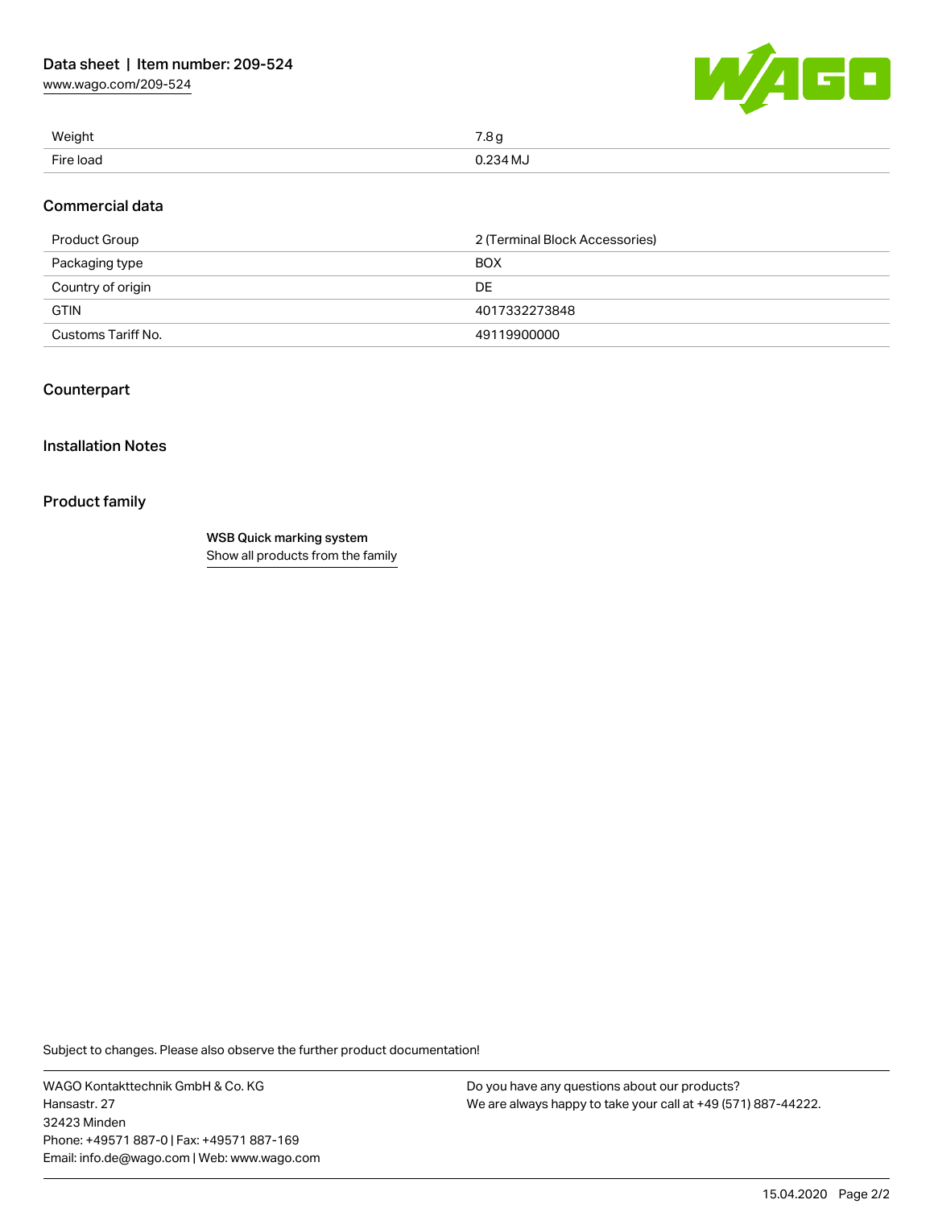| | |
|---|---|
| Weight | 7.8 g |
| Fire load | 0.234 MJ |

## Commercial data

| | |
|---|---|
| Product Group | 2 (Terminal Block Accessories) |
| Packaging type | BOX |
| Country of origin | DE |
| GTIN | 4017332273848 |
| Customs Tariff No. | 49119900000 |

## Counterpart

## Installation Notes

## Product family

**WSB Quick marking system**
Show all products from the family

Subject to changes. Please also observe the further product documentation!

WAGO Kontakttechnik GmbH & Co. KG
Hansastr. 27
32423 Minden
Phone: +49571 887-0 | Fax: +49571 887-169
Email: info.de@wago.com | Web: www.wago.com

Do you have any questions about our products?
We are always happy to take your call at +49 (571) 887-44222.

15.04.2020